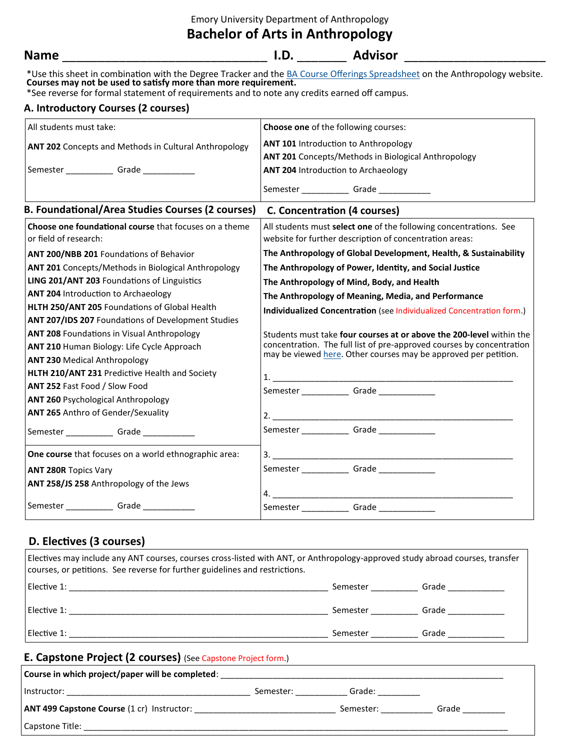Emory University Department of Anthropology

# Bachelor of Arts in Anthropology

**Name** ______________________________ **I.D.** _______ **Advisor** ____________________

*Use this sheet in combination with the Degree Tracker and the BA Course Offerings Spreadsheet on the Anthropology website.
**Courses may not be used to satisfy more than more requirement.**
*See reverse for formal statement of requirements and to note any credits earned off campus.

## A. Introductory Courses (2 courses)

| | |
|---|---|
| All students must take:<br><br>**ANT 202** Concepts and Methods in Cultural Anthropology<br><br>Semester __________ Grade ___________ | **Choose one** of the following courses:<br><br>**ANT 101** Introduction to Anthropology<br>**ANT 201** Concepts/Methods in Biological Anthropology<br>**ANT 204** Introduction to Archaeology<br><br>Semester __________ Grade ___________ |

## B. Foundational/Area Studies Courses (2 courses)

**Choose one foundational course** that focuses on a theme or field of research:

**ANT 200/NBB 201** Foundations of Behavior
**ANT 201** Concepts/Methods in Biological Anthropology
**LING 201/ANT 203** Foundations of Linguistics
**ANT 204** Introduction to Archaeology
**HLTH 250/ANT 205** Foundations of Global Health
**ANT 207/IDS 207** Foundations of Development Studies
**ANT 208** Foundations in Visual Anthropology
**ANT 210** Human Biology: Life Cycle Approach
**ANT 230** Medical Anthropology
**HLTH 210/ANT 231** Predictive Health and Society
**ANT 252** Fast Food / Slow Food
**ANT 260** Psychological Anthropology
**ANT 265** Anthro of Gender/Sexuality

Semester __________ Grade ___________

**One course** that focuses on a world ethnographic area:

**ANT 280R** Topics Vary
**ANT 258/JS 258** Anthropology of the Jews

Semester __________ Grade ___________

## C. Concentration (4 courses)

All students must **select one** of the following concentrations. See website for further description of concentration areas:

**The Anthropology of Global Development, Health, & Sustainability**
**The Anthropology of Power, Identity, and Social Justice**
**The Anthropology of Mind, Body, and Health**
**The Anthropology of Meaning, Media, and Performance**
**Individualized Concentration** (see Individualized Concentration form.)

Students must take **four courses at or above the 200-level** within the concentration. The full list of pre-approved courses by concentration may be viewed here. Other courses may be approved per petition.

1. ________________________________________________
Semester __________ Grade ____________

2. ________________________________________________
Semester __________ Grade ____________

3. ________________________________________________
Semester __________ Grade ____________

4. ________________________________________________
Semester __________ Grade ____________

## D. Electives (3 courses)

Electives may include any ANT courses, courses cross-listed with ANT, or Anthropology-approved study abroad courses, transfer courses, or petitions. See reverse for further guidelines and restrictions.

Elective 1: ______________________________________________ Semester __________ Grade ____________

Elective 1: ______________________________________________ Semester __________ Grade ____________

Elective 1: ______________________________________________ Semester __________ Grade ____________

## E. Capstone Project (2 courses) (See Capstone Project form.)

**Course in which project/paper will be completed**: ______________________________________________

Instructor: ______________________________ Semester: ___________ Grade: _________

**ANT 499 Capstone Course** (1 cr) Instructor: ____________________________ Semester: ___________ Grade _________

Capstone Title: ________________________________________________________________________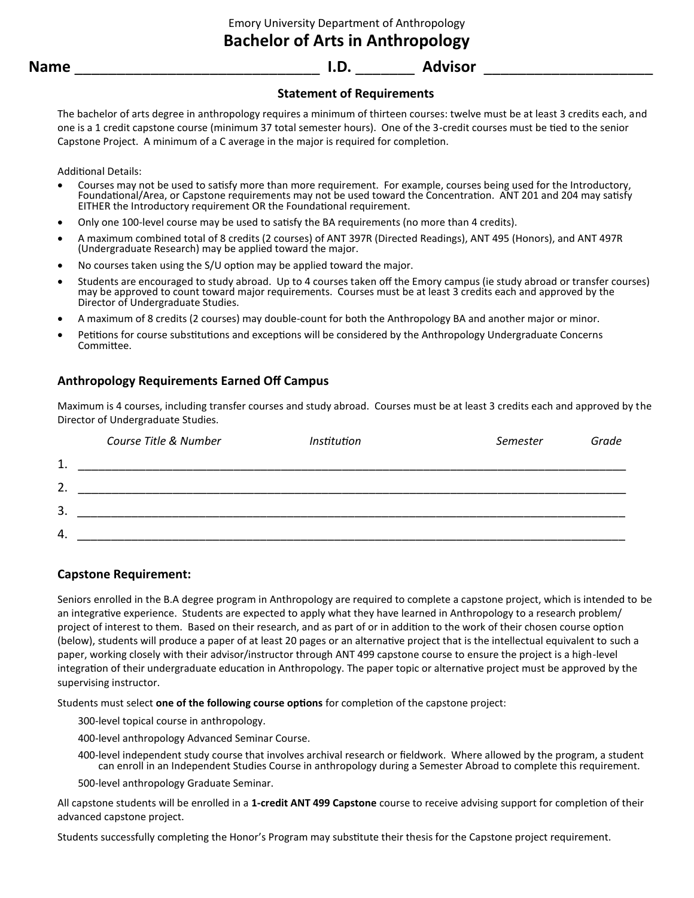Emory University Department of Anthropology

# Bachelor of Arts in Anthropology

**Name _______________________________ I.D. _______ Advisor _____________________**

### Statement of Requirements

The bachelor of arts degree in anthropology requires a minimum of thirteen courses: twelve must be at least 3 credits each, and one is a 1 credit capstone course (minimum 37 total semester hours). One of the 3-credit courses must be tied to the senior Capstone Project. A minimum of a C average in the major is required for completion.

Additional Details:

- Courses may not be used to satisfy more than more requirement. For example, courses being used for the Introductory, Foundational/Area, or Capstone requirements may not be used toward the Concentration. ANT 201 and 204 may satisfy EITHER the Introductory requirement OR the Foundational requirement.
- Only one 100-level course may be used to satisfy the BA requirements (no more than 4 credits).
- A maximum combined total of 8 credits (2 courses) of ANT 397R (Directed Readings), ANT 495 (Honors), and ANT 497R (Undergraduate Research) may be applied toward the major.
- No courses taken using the S/U option may be applied toward the major.
- Students are encouraged to study abroad. Up to 4 courses taken off the Emory campus (ie study abroad or transfer courses) may be approved to count toward major requirements. Courses must be at least 3 credits each and approved by the Director of Undergraduate Studies.
- A maximum of 8 credits (2 courses) may double-count for both the Anthropology BA and another major or minor.
- Petitions for course substitutions and exceptions will be considered by the Anthropology Undergraduate Concerns Committee.

### Anthropology Requirements Earned Off Campus

Maximum is 4 courses, including transfer courses and study abroad. Courses must be at least 3 credits each and approved by the Director of Undergraduate Studies.

| | *Course Title & Number* | *Institution* | *Semester* | *Grade* |
|---|---|---|---|---|
| 1. | | | | |
| 2. | | | | |
| 3. | | | | |
| 4. | | | | |

### Capstone Requirement:

Seniors enrolled in the B.A degree program in Anthropology are required to complete a capstone project, which is intended to be an integrative experience. Students are expected to apply what they have learned in Anthropology to a research problem/ project of interest to them. Based on their research, and as part of or in addition to the work of their chosen course option (below), students will produce a paper of at least 20 pages or an alternative project that is the intellectual equivalent to such a paper, working closely with their advisor/instructor through ANT 499 capstone course to ensure the project is a high-level integration of their undergraduate education in Anthropology. The paper topic or alternative project must be approved by the supervising instructor.

Students must select **one of the following course options** for completion of the capstone project:

300-level topical course in anthropology.

400-level anthropology Advanced Seminar Course.

400-level independent study course that involves archival research or fieldwork. Where allowed by the program, a student can enroll in an Independent Studies Course in anthropology during a Semester Abroad to complete this requirement.

500-level anthropology Graduate Seminar.

All capstone students will be enrolled in a **1-credit ANT 499 Capstone** course to receive advising support for completion of their advanced capstone project.

Students successfully completing the Honor's Program may substitute their thesis for the Capstone project requirement.